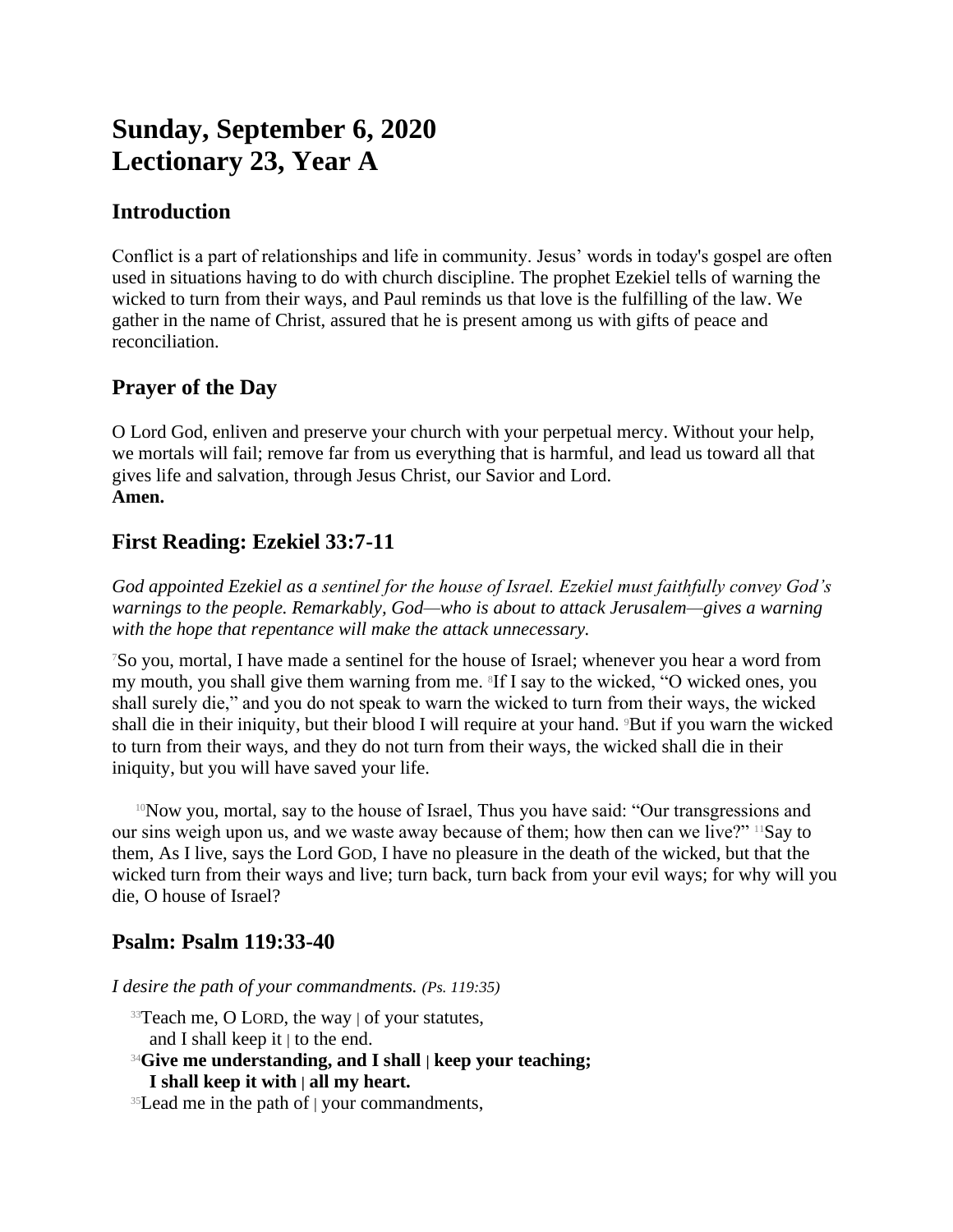# Sunday, September 6, 2020
# Lectionary 23, Year A

## Introduction

Conflict is a part of relationships and life in community. Jesus' words in today's gospel are often used in situations having to do with church discipline. The prophet Ezekiel tells of warning the wicked to turn from their ways, and Paul reminds us that love is the fulfilling of the law. We gather in the name of Christ, assured that he is present among us with gifts of peace and reconciliation.

## Prayer of the Day

O Lord God, enliven and preserve your church with your perpetual mercy. Without your help, we mortals will fail; remove far from us everything that is harmful, and lead us toward all that gives life and salvation, through Jesus Christ, our Savior and Lord.
**Amen.**

## First Reading: Ezekiel 33:7-11

*God appointed Ezekiel as a sentinel for the house of Israel. Ezekiel must faithfully convey God's warnings to the people. Remarkably, God—who is about to attack Jerusalem—gives a warning with the hope that repentance will make the attack unnecessary.*

[7]So you, mortal, I have made a sentinel for the house of Israel; whenever you hear a word from my mouth, you shall give them warning from me. [8]If I say to the wicked, "O wicked ones, you shall surely die," and you do not speak to warn the wicked to turn from their ways, the wicked shall die in their iniquity, but their blood I will require at your hand. [9]But if you warn the wicked to turn from their ways, and they do not turn from their ways, the wicked shall die in their iniquity, but you will have saved your life.

[10]Now you, mortal, say to the house of Israel, Thus you have said: "Our transgressions and our sins weigh upon us, and we waste away because of them; how then can we live?" [11]Say to them, As I live, says the Lord GOD, I have no pleasure in the death of the wicked, but that the wicked turn from their ways and live; turn back, turn back from your evil ways; for why will you die, O house of Israel?

## Psalm: Psalm 119:33-40

*I desire the path of your commandments. (Ps. 119:35)*

[33]Teach me, O LORD, the way | of your statutes,
and I shall keep it | to the end.
[34]**Give me understanding, and I shall | keep your teaching;**
**I shall keep it with | all my heart.**
[35]Lead me in the path of | your commandments,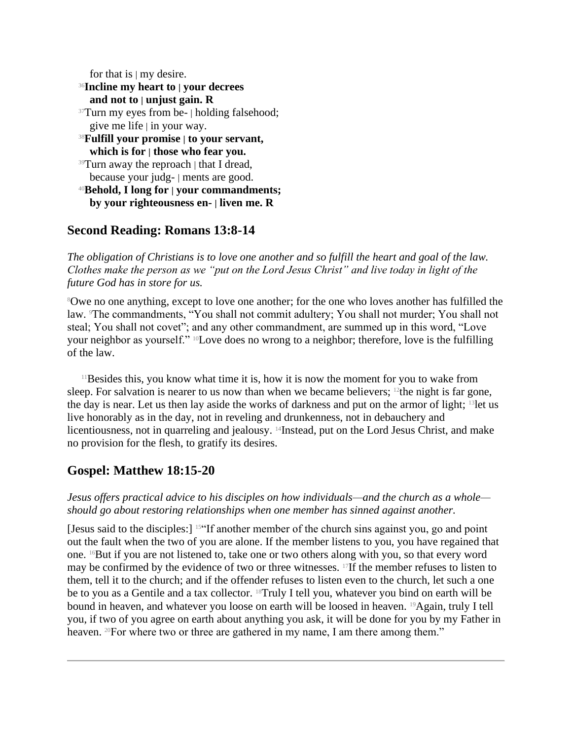for that is | my desire.
[36]**Incline my heart to | your decrees**
**and not to | unjust gain. R**
[37]Turn my eyes from be- | holding falsehood;
give me life | in your way.
[38]**Fulfill your promise | to your servant,**
**which is for | those who fear you.**
[39]Turn away the reproach | that I dread,
because your judg- | ments are good.
[40]**Behold, I long for | your commandments;**
**by your righteousness en- | liven me. R**

## Second Reading: Romans 13:8-14

*The obligation of Christians is to love one another and so fulfill the heart and goal of the law. Clothes make the person as we "put on the Lord Jesus Christ" and live today in light of the future God has in store for us.*

[8]Owe no one anything, except to love one another; for the one who loves another has fulfilled the law. [9]The commandments, "You shall not commit adultery; You shall not murder; You shall not steal; You shall not covet"; and any other commandment, are summed up in this word, "Love your neighbor as yourself." [10]Love does no wrong to a neighbor; therefore, love is the fulfilling of the law.

[11]Besides this, you know what time it is, how it is now the moment for you to wake from sleep. For salvation is nearer to us now than when we became believers; [12]the night is far gone, the day is near. Let us then lay aside the works of darkness and put on the armor of light; [13]let us live honorably as in the day, not in reveling and drunkenness, not in debauchery and licentiousness, not in quarreling and jealousy. [14]Instead, put on the Lord Jesus Christ, and make no provision for the flesh, to gratify its desires.

## Gospel: Matthew 18:15-20

*Jesus offers practical advice to his disciples on how individuals—and the church as a whole—should go about restoring relationships when one member has sinned against another.*

[Jesus said to the disciples:] [15]"If another member of the church sins against you, go and point out the fault when the two of you are alone. If the member listens to you, you have regained that one. [16]But if you are not listened to, take one or two others along with you, so that every word may be confirmed by the evidence of two or three witnesses. [17]If the member refuses to listen to them, tell it to the church; and if the offender refuses to listen even to the church, let such a one be to you as a Gentile and a tax collector. [18]Truly I tell you, whatever you bind on earth will be bound in heaven, and whatever you loose on earth will be loosed in heaven. [19]Again, truly I tell you, if two of you agree on earth about anything you ask, it will be done for you by my Father in heaven. [20]For where two or three are gathered in my name, I am there among them."

---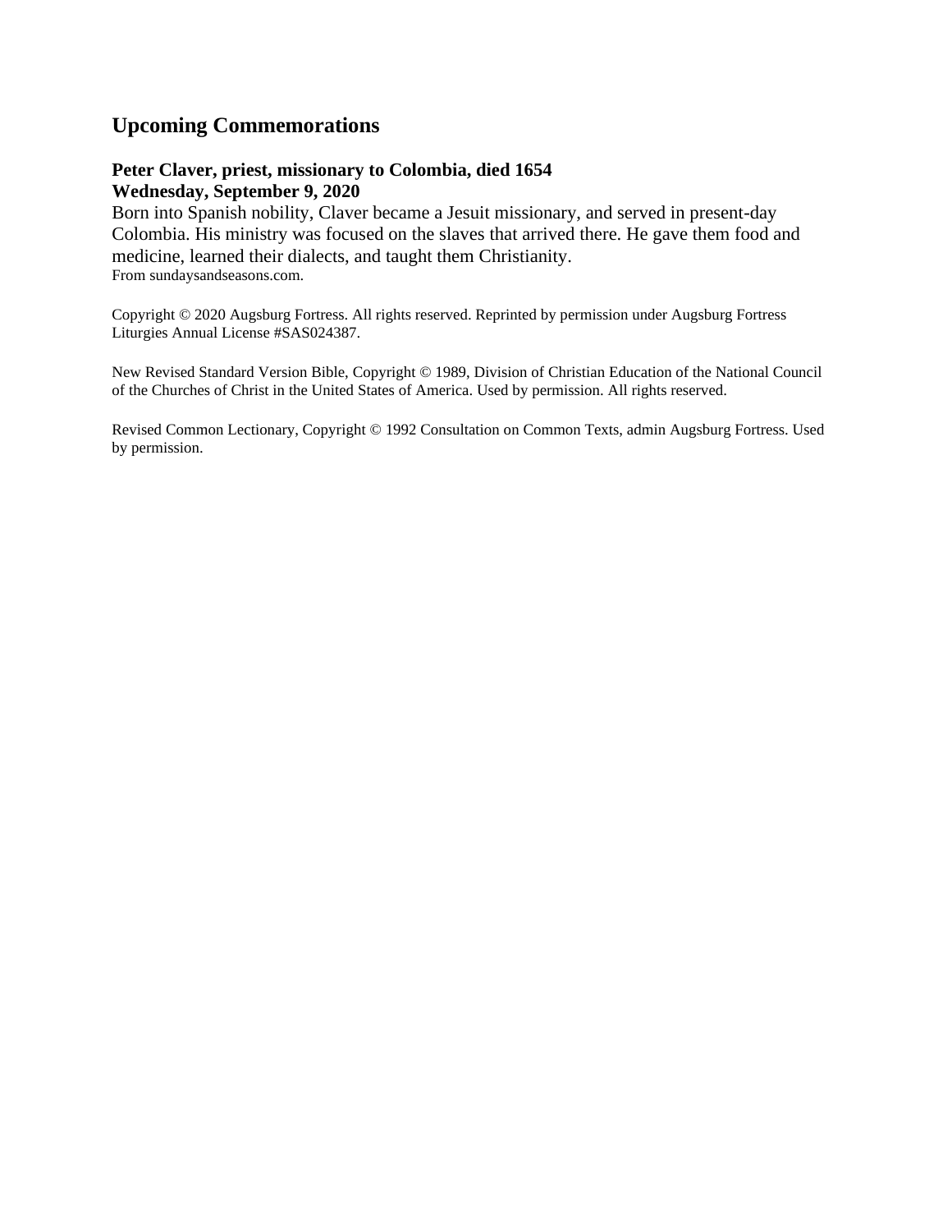## Upcoming Commemorations

**Peter Claver, priest, missionary to Colombia, died 1654**
**Wednesday, September 9, 2020**

Born into Spanish nobility, Claver became a Jesuit missionary, and served in present-day Colombia. His ministry was focused on the slaves that arrived there. He gave them food and medicine, learned their dialects, and taught them Christianity.
From sundaysandseasons.com.

Copyright © 2020 Augsburg Fortress. All rights reserved. Reprinted by permission under Augsburg Fortress Liturgies Annual License #SAS024387.

New Revised Standard Version Bible, Copyright © 1989, Division of Christian Education of the National Council of the Churches of Christ in the United States of America. Used by permission. All rights reserved.

Revised Common Lectionary, Copyright © 1992 Consultation on Common Texts, admin Augsburg Fortress. Used by permission.